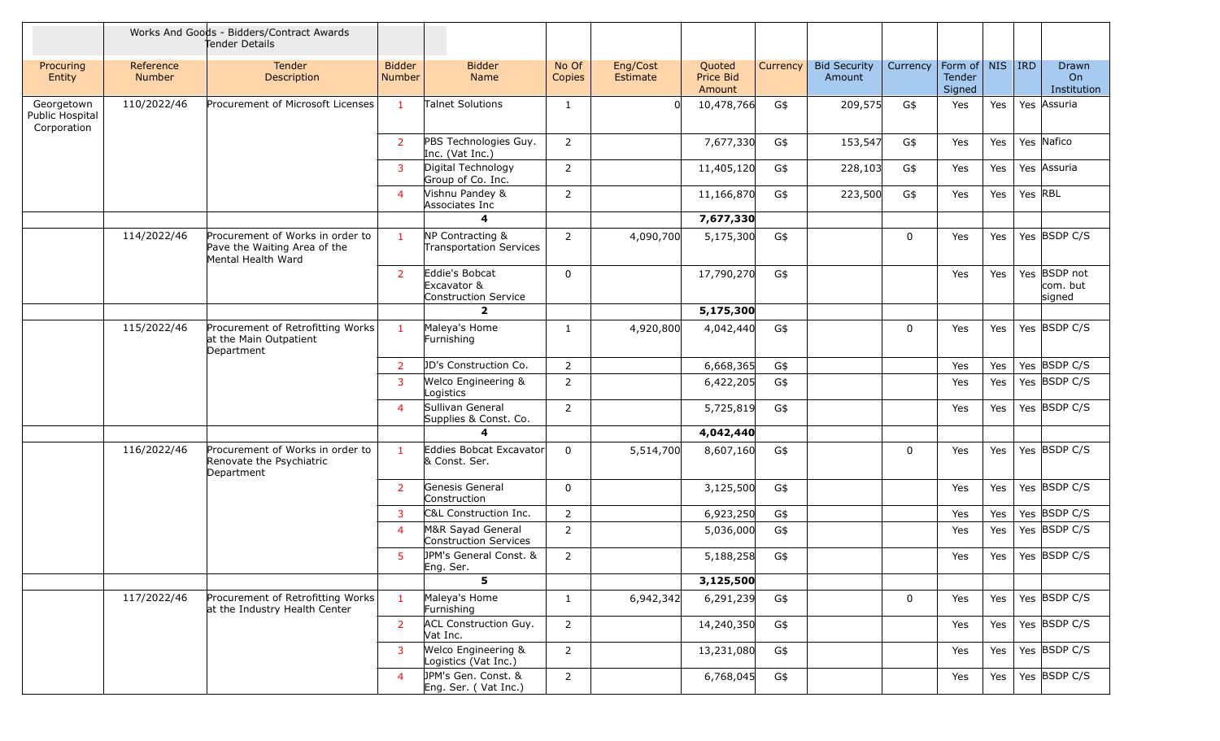Works And Goods - Bidders/Contract Awards Tender Details

| Procuring Entity | Reference Number | Tender Description | Bidder Number | Bidder Name | No Of Copies | Eng/Cost Estimate | Quoted Price Bid Amount | Currency | Bid Security Amount | Currency | Form of Tender Signed | NIS | IRD | Drawn On Institution |
|---|---|---|---|---|---|---|---|---|---|---|---|---|---|---|
| Georgetown Public Hospital Corporation | 110/2022/46 | Procurement of Microsoft Licenses | 1 | Talnet Solutions | 1 | 0 | 10,478,766 | G$ | 209,575 | G$ | Yes | Yes | Yes | Assuria |
| | | | 2 | PBS Technologies Guy. Inc. (Vat Inc.) | 2 | | 7,677,330 | G$ | 153,547 | G$ | Yes | Yes | Yes | Nafico |
| | | | 3 | Digital Technology Group of Co. Inc. | 2 | | 11,405,120 | G$ | 228,103 | G$ | Yes | Yes | Yes | Assuria |
| | | | 4 | Vishnu Pandey & Associates Inc | 2 | | 11,166,870 | G$ | 223,500 | G$ | Yes | Yes | Yes | RBL |
| | | | | **4** | | | **7,677,330** | | | | | | | |
| | 114/2022/46 | Procurement of Works in order to Pave the Waiting Area of the Mental Health Ward | 1 | NP Contracting & Transportation Services | 2 | 4,090,700 | 5,175,300 | G$ | | 0 | Yes | Yes | Yes | BSDP C/S |
| | | | 2 | Eddie's Bobcat Excavator & Construction Service | 0 | | 17,790,270 | G$ | | | Yes | Yes | Yes | BSDP not com. but signed |
| | | | | **2** | | | **5,175,300** | | | | | | | |
| | 115/2022/46 | Procurement of Retrofitting Works at the Main Outpatient Department | 1 | Maleya's Home Furnishing | 1 | 4,920,800 | 4,042,440 | G$ | | 0 | Yes | Yes | Yes | BSDP C/S |
| | | | 2 | JD's Construction Co. | 2 | | 6,668,365 | G$ | | | Yes | Yes | Yes | BSDP C/S |
| | | | 3 | Welco Engineering & Logistics | 2 | | 6,422,205 | G$ | | | Yes | Yes | Yes | BSDP C/S |
| | | | 4 | Sullivan General Supplies & Const. Co. | 2 | | 5,725,819 | G$ | | | Yes | Yes | Yes | BSDP C/S |
| | | | | **4** | | | **4,042,440** | | | | | | | |
| | 116/2022/46 | Procurement of Works in order to Renovate the Psychiatric Department | 1 | Eddies Bobcat Excavator & Const. Ser. | 0 | 5,514,700 | 8,607,160 | G$ | | 0 | Yes | Yes | Yes | BSDP C/S |
| | | | 2 | Genesis General Construction | 0 | | 3,125,500 | G$ | | | Yes | Yes | Yes | BSDP C/S |
| | | | 3 | C&L Construction Inc. | 2 | | 6,923,250 | G$ | | | Yes | Yes | Yes | BSDP C/S |
| | | | 4 | M&R Sayad General Construction Services | 2 | | 5,036,000 | G$ | | | Yes | Yes | Yes | BSDP C/S |
| | | | 5 | JPM's General Const. & Eng. Ser. | 2 | | 5,188,258 | G$ | | | Yes | Yes | Yes | BSDP C/S |
| | | | | **5** | | | **3,125,500** | | | | | | | |
| | 117/2022/46 | Procurement of Retrofitting Works at the Industry Health Center | 1 | Maleya's Home Furnishing | 1 | 6,942,342 | 6,291,239 | G$ | | 0 | Yes | Yes | Yes | BSDP C/S |
| | | | 2 | ACL Construction Guy. Vat Inc. | 2 | | 14,240,350 | G$ | | | Yes | Yes | Yes | BSDP C/S |
| | | | 3 | Welco Engineering & Logistics (Vat Inc.) | 2 | | 13,231,080 | G$ | | | Yes | Yes | Yes | BSDP C/S |
| | | | 4 | JPM's Gen. Const. & Eng. Ser. ( Vat Inc.) | 2 | | 6,768,045 | G$ | | | Yes | Yes | Yes | BSDP C/S |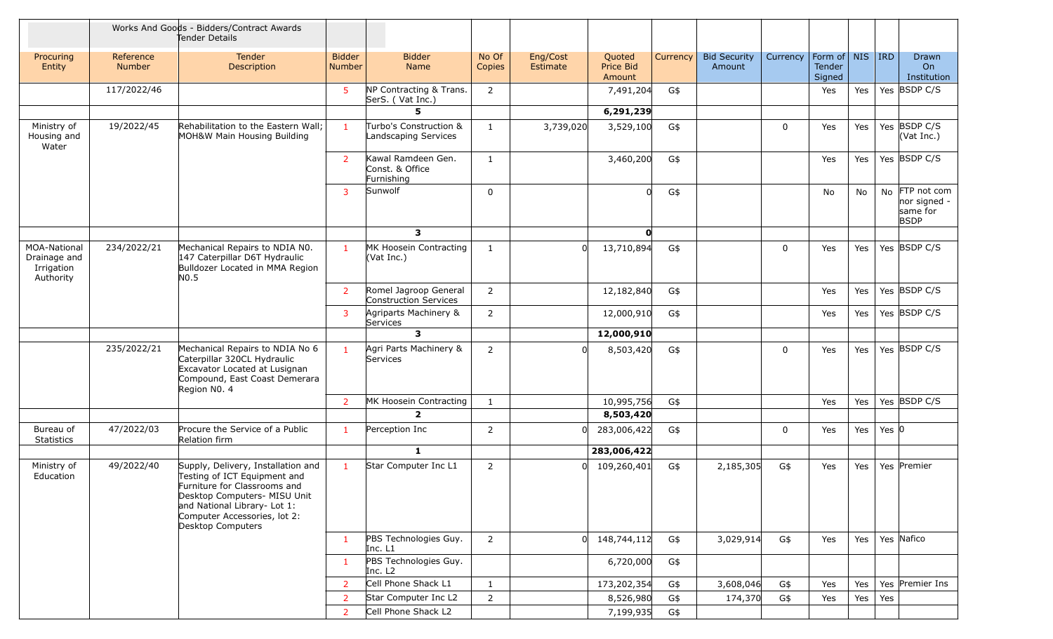| | | Works And Goods - Bidders/Contract Awards Tender Details | | | | | | | | | | | | |
|---|---|---|---|---|---|---|---|---|---|---|---|---|---|---|
| Procuring Entity | Reference Number | Tender Description | Bidder Number | Bidder Name | No Of Copies | Eng/Cost Estimate | Quoted Price Bid Amount | Currency | Bid Security Amount | Currency | Form of Tender Signed | NIS | IRD | Drawn On Institution |
| | 117/2022/46 | | 5 | NP Contracting & Trans. SerS. ( Vat Inc.) | 2 | | 7,491,204 | G$ | | | Yes | Yes | Yes | BSDP C/S |
| | | | | **5** | | | **6,291,239** | | | | | | | |
| Ministry of Housing and Water | 19/2022/45 | Rehabilitation to the Eastern Wall; MOH&W Main Housing Building | 1 | Turbo's Construction & Landscaping Services | 1 | 3,739,020 | 3,529,100 | G$ | | 0 | Yes | Yes | Yes | BSDP C/S (Vat Inc.) |
| | | | 2 | Kawal Ramdeen Gen. Const. & Office Furnishing | 1 | | 3,460,200 | G$ | | | Yes | Yes | Yes | BSDP C/S |
| | | | 3 | Sunwolf | 0 | | 0 | G$ | | | No | No | No | FTP not com nor signed - same for BSDP |
| | | | | **3** | | | **0** | | | | | | | |
| MOA-National Drainage and Irrigation Authority | 234/2022/21 | Mechanical Repairs to NDIA N0. 147 Caterpillar D6T Hydraulic Bulldozer Located in MMA Region N0.5 | 1 | MK Hoosein Contracting (Vat Inc.) | 1 | 0 | 13,710,894 | G$ | | 0 | Yes | Yes | Yes | BSDP C/S |
| | | | 2 | Romel Jagroop General Construction Services | 2 | | 12,182,840 | G$ | | | Yes | Yes | Yes | BSDP C/S |
| | | | 3 | Agriparts Machinery & Services | 2 | | 12,000,910 | G$ | | | Yes | Yes | Yes | BSDP C/S |
| | | | | **3** | | | **12,000,910** | | | | | | | |
| | 235/2022/21 | Mechanical Repairs to NDIA No 6 Caterpillar 320CL Hydraulic Excavator Located at Lusignan Compound, East Coast Demerara Region N0. 4 | 1 | Agri Parts Machinery & Services | 2 | 0 | 8,503,420 | G$ | | 0 | Yes | Yes | Yes | BSDP C/S |
| | | | 2 | MK Hoosein Contracting | 1 | | 10,995,756 | G$ | | | Yes | Yes | Yes | BSDP C/S |
| | | | | **2** | | | **8,503,420** | | | | | | | |
| Bureau of Statistics | 47/2022/03 | Procure the Service of a Public Relation firm | 1 | Perception Inc | 2 | 0 | 283,006,422 | G$ | | 0 | Yes | Yes | Yes | 0 |
| | | | | **1** | | | **283,006,422** | | | | | | | |
| Ministry of Education | 49/2022/40 | Supply, Delivery, Installation and Testing of ICT Equipment and Furniture for Classrooms and Desktop Computers- MISU Unit and National Library- Lot 1: Computer Accessories, lot 2: Desktop Computers | 1 | Star Computer Inc L1 | 2 | 0 | 109,260,401 | G$ | 2,185,305 | G$ | Yes | Yes | Yes | Premier |
| | | | 1 | PBS Technologies Guy. Inc. L1 | 2 | 0 | 148,744,112 | G$ | 3,029,914 | G$ | Yes | Yes | Yes | Nafico |
| | | | 1 | PBS Technologies Guy. Inc. L2 | | | 6,720,000 | G$ | | | | | | |
| | | | 2 | Cell Phone Shack L1 | 1 | | 173,202,354 | G$ | 3,608,046 | G$ | Yes | Yes | Yes | Premier Ins |
| | | | 2 | Star Computer Inc L2 | 2 | | 8,526,980 | G$ | 174,370 | G$ | Yes | Yes | Yes | |
| | | | 2 | Cell Phone Shack L2 | | | 7,199,935 | G$ | | | | | | |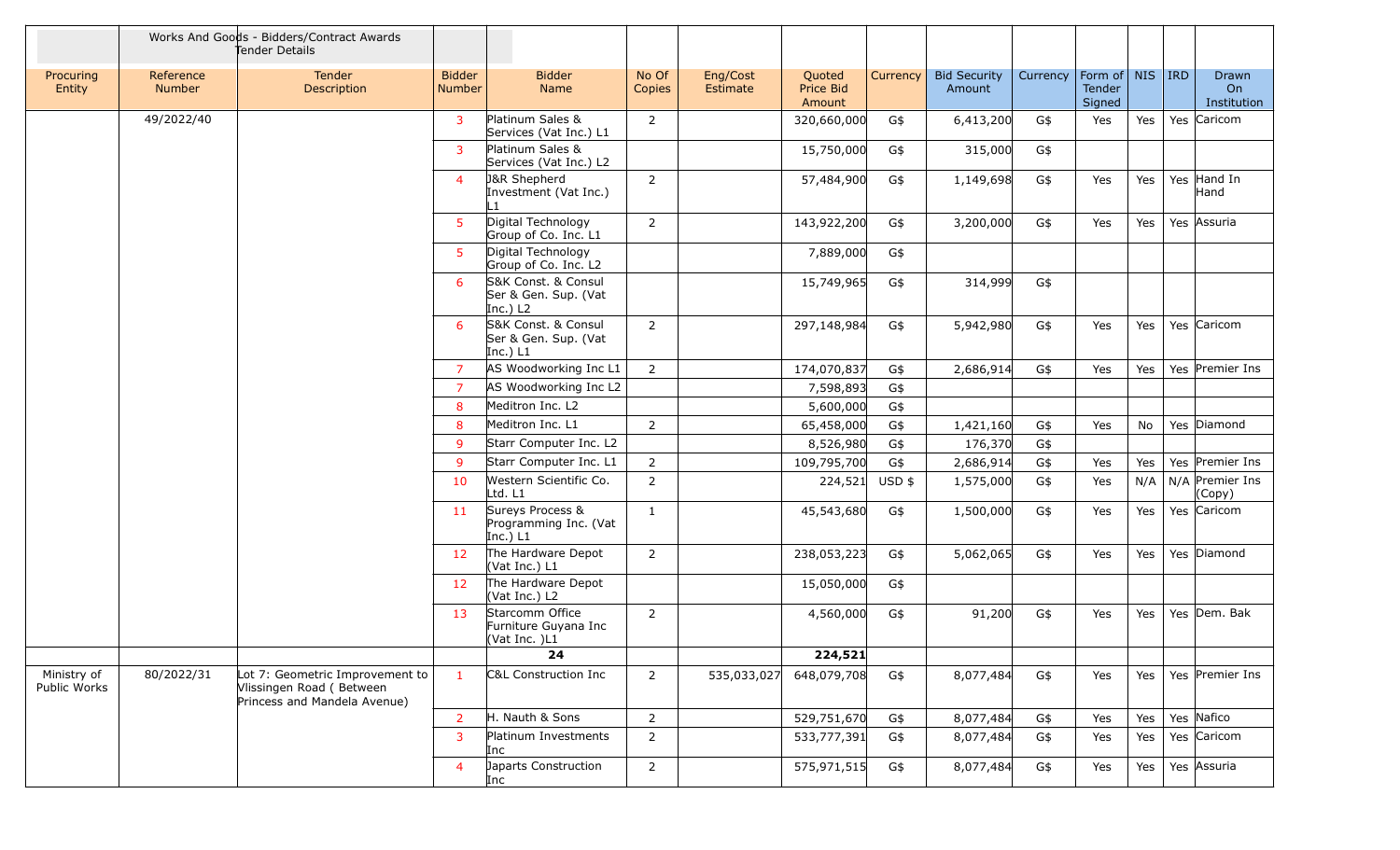| | | Works And Goods - Bidders/Contract Awards Tender Details | | | | | | | | | | | | |
|---|---|---|---|---|---|---|---|---|---|---|---|---|---|---|
| Procuring Entity | Reference Number | Tender Description | Bidder Number | Bidder Name | No Of Copies | Eng/Cost Estimate | Quoted Price Bid Amount | Currency | Bid Security Amount | Currency | Form of Tender Signed | NIS | IRD | Drawn On Institution |
| | 49/2022/40 | | 3 | Platinum Sales & Services (Vat Inc.) L1 | 2 | | 320,660,000 | G$ | 6,413,200 | G$ | Yes | Yes | Yes | Caricom |
| | | | 3 | Platinum Sales & Services (Vat Inc.) L2 | | | 15,750,000 | G$ | 315,000 | G$ | | | | |
| | | | 4 | J&R Shepherd Investment (Vat Inc.) L1 | 2 | | 57,484,900 | G$ | 1,149,698 | G$ | Yes | Yes | Yes | Hand In Hand |
| | | | 5 | Digital Technology Group of Co. Inc. L1 | 2 | | 143,922,200 | G$ | 3,200,000 | G$ | Yes | Yes | Yes | Assuria |
| | | | 5 | Digital Technology Group of Co. Inc. L2 | | | 7,889,000 | G$ | | | | | | |
| | | | 6 | S&K Const. & Consul Ser & Gen. Sup. (Vat Inc.) L2 | | | 15,749,965 | G$ | 314,999 | G$ | | | | |
| | | | 6 | S&K Const. & Consul Ser & Gen. Sup. (Vat Inc.) L1 | 2 | | 297,148,984 | G$ | 5,942,980 | G$ | Yes | Yes | Yes | Caricom |
| | | | 7 | AS Woodworking Inc L1 | 2 | | 174,070,837 | G$ | 2,686,914 | G$ | Yes | Yes | Yes | Premier Ins |
| | | | 7 | AS Woodworking Inc L2 | | | 7,598,893 | G$ | | | | | | |
| | | | 8 | Meditron Inc. L2 | | | 5,600,000 | G$ | | | | | | |
| | | | 8 | Meditron Inc. L1 | 2 | | 65,458,000 | G$ | 1,421,160 | G$ | Yes | No | Yes | Diamond |
| | | | 9 | Starr Computer Inc. L2 | | | 8,526,980 | G$ | 176,370 | G$ | | | | |
| | | | 9 | Starr Computer Inc. L1 | 2 | | 109,795,700 | G$ | 2,686,914 | G$ | Yes | Yes | Yes | Premier Ins |
| | | | 10 | Western Scientific Co. Ltd. L1 | 2 | | 224,521 | USD $ | 1,575,000 | G$ | Yes | N/A | N/A | Premier Ins (Copy) |
| | | | 11 | Sureys Process & Programming Inc. (Vat Inc.) L1 | 1 | | 45,543,680 | G$ | 1,500,000 | G$ | Yes | Yes | Yes | Caricom |
| | | | 12 | The Hardware Depot (Vat Inc.) L1 | 2 | | 238,053,223 | G$ | 5,062,065 | G$ | Yes | Yes | Yes | Diamond |
| | | | 12 | The Hardware Depot (Vat Inc.) L2 | | | 15,050,000 | G$ | | | | | | |
| | | | 13 | Starcomm Office Furniture Guyana Inc (Vat Inc. )L1 | 2 | | 4,560,000 | G$ | 91,200 | G$ | Yes | Yes | Yes | Dem. Bak |
| | | | | **24** | | | **224,521** | | | | | | | |
| Ministry of Public Works | 80/2022/31 | Lot 7: Geometric Improvement to Vlissingen Road ( Between Princess and Mandela Avenue) | 1 | C&L Construction Inc | 2 | 535,033,027 | 648,079,708 | G$ | 8,077,484 | G$ | Yes | Yes | Yes | Premier Ins |
| | | | 2 | H. Nauth & Sons | 2 | | 529,751,670 | G$ | 8,077,484 | G$ | Yes | Yes | Yes | Nafico |
| | | | 3 | Platinum Investments Inc | 2 | | 533,777,391 | G$ | 8,077,484 | G$ | Yes | Yes | Yes | Caricom |
| | | | 4 | Japarts Construction Inc | 2 | | 575,971,515 | G$ | 8,077,484 | G$ | Yes | Yes | Yes | Assuria |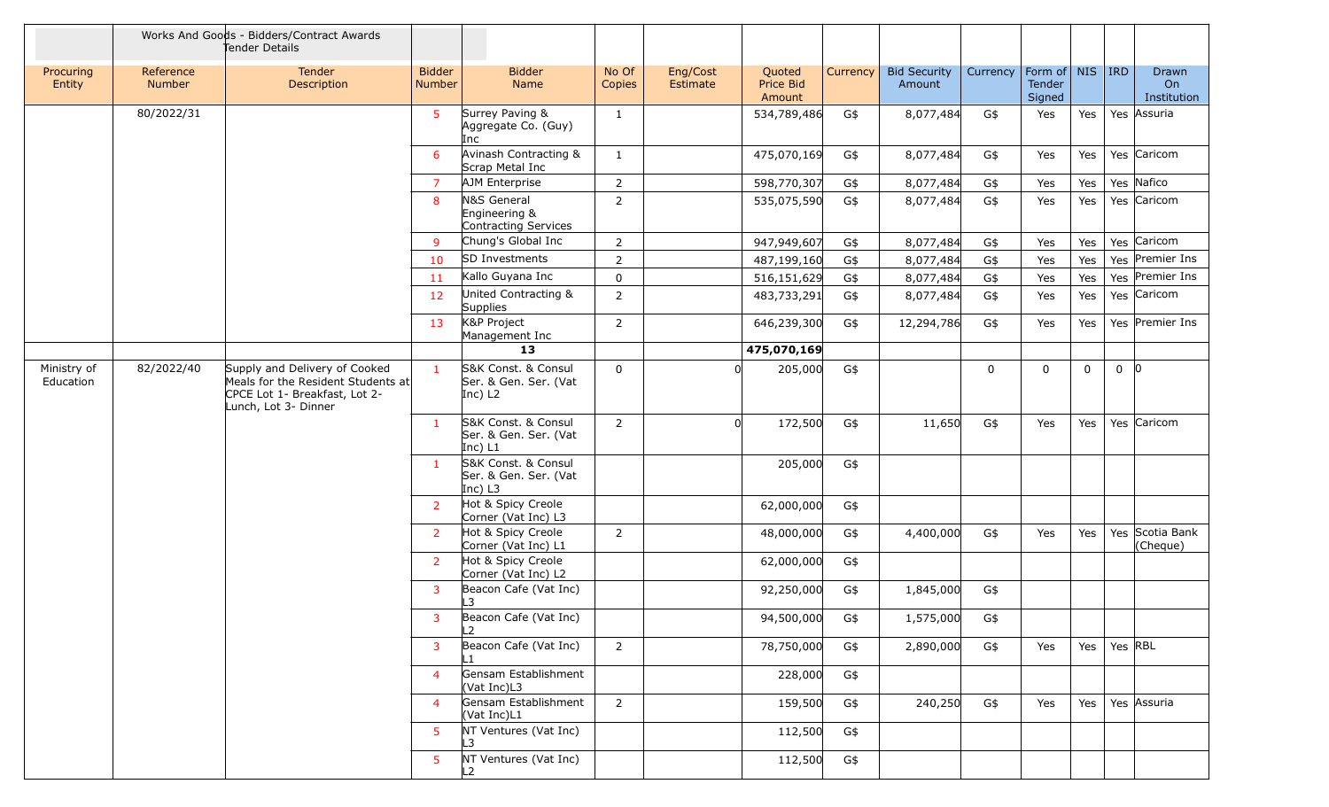| | Works And Goods - Bidders/Contract Awards Tender Details | | | | | | | | | | | | | | |
|---|---|---|---|---|---|---|---|---|---|---|---|---|---|---|---|
| Procuring Entity | Reference Number | Tender Description | Bidder Number | Bidder Name | No Of Copies | Eng/Cost Estimate | Quoted Price Bid Amount | Currency | Bid Security Amount | Currency | Form of Tender Signed | NIS | IRD | Drawn On Institution |
| | 80/2022/31 | | 5 | Surrey Paving & Aggregate Co. (Guy) Inc | 1 | | 534,789,486 | G$ | 8,077,484 | G$ | Yes | Yes | Yes | Assuria |
| | | | 6 | Avinash Contracting & Scrap Metal Inc | 1 | | 475,070,169 | G$ | 8,077,484 | G$ | Yes | Yes | Yes | Caricom |
| | | | 7 | AJM Enterprise | 2 | | 598,770,307 | G$ | 8,077,484 | G$ | Yes | Yes | Yes | Nafico |
| | | | 8 | N&S General Engineering & Contracting Services | 2 | | 535,075,590 | G$ | 8,077,484 | G$ | Yes | Yes | Yes | Caricom |
| | | | 9 | Chung's Global Inc | 2 | | 947,949,607 | G$ | 8,077,484 | G$ | Yes | Yes | Yes | Caricom |
| | | | 10 | SD Investments | 2 | | 487,199,160 | G$ | 8,077,484 | G$ | Yes | Yes | Yes | Premier Ins |
| | | | 11 | Kallo Guyana Inc | 0 | | 516,151,629 | G$ | 8,077,484 | G$ | Yes | Yes | Yes | Premier Ins |
| | | | 12 | United Contracting & Supplies | 2 | | 483,733,291 | G$ | 8,077,484 | G$ | Yes | Yes | Yes | Caricom |
| | | | 13 | K&P Project Management Inc | 2 | | 646,239,300 | G$ | 12,294,786 | G$ | Yes | Yes | Yes | Premier Ins |
| | | | | **13** | | | **475,070,169** | | | | | | | |
| Ministry of Education | 82/2022/40 | Supply and Delivery of Cooked Meals for the Resident Students at CPCE Lot 1- Breakfast, Lot 2- Lunch, Lot 3- Dinner | 1 | S&K Const. & Consul Ser. & Gen. Ser. (Vat Inc) L2 | 0 | 0 | 205,000 | G$ | | 0 | 0 | 0 | 0 | 0 |
| | | | 1 | S&K Const. & Consul Ser. & Gen. Ser. (Vat Inc) L1 | 2 | 0 | 172,500 | G$ | 11,650 | G$ | Yes | Yes | Yes | Caricom |
| | | | 1 | S&K Const. & Consul Ser. & Gen. Ser. (Vat Inc) L3 | | | 205,000 | G$ | | | | | | |
| | | | 2 | Hot & Spicy Creole Corner (Vat Inc) L3 | | | 62,000,000 | G$ | | | | | | |
| | | | 2 | Hot & Spicy Creole Corner (Vat Inc) L1 | 2 | | 48,000,000 | G$ | 4,400,000 | G$ | Yes | Yes | Yes | Scotia Bank (Cheque) |
| | | | 2 | Hot & Spicy Creole Corner (Vat Inc) L2 | | | 62,000,000 | G$ | | | | | | |
| | | | 3 | Beacon Cafe (Vat Inc) L3 | | | 92,250,000 | G$ | 1,845,000 | G$ | | | | |
| | | | 3 | Beacon Cafe (Vat Inc) L2 | | | 94,500,000 | G$ | 1,575,000 | G$ | | | | |
| | | | 3 | Beacon Cafe (Vat Inc) L1 | 2 | | 78,750,000 | G$ | 2,890,000 | G$ | Yes | Yes | Yes | RBL |
| | | | 4 | Gensam Establishment (Vat Inc)L3 | | | 228,000 | G$ | | | | | | |
| | | | 4 | Gensam Establishment (Vat Inc)L1 | 2 | | 159,500 | G$ | 240,250 | G$ | Yes | Yes | Yes | Assuria |
| | | | 5 | NT Ventures (Vat Inc) L3 | | | 112,500 | G$ | | | | | | |
| | | | 5 | NT Ventures (Vat Inc) L2 | | | 112,500 | G$ | | | | | | |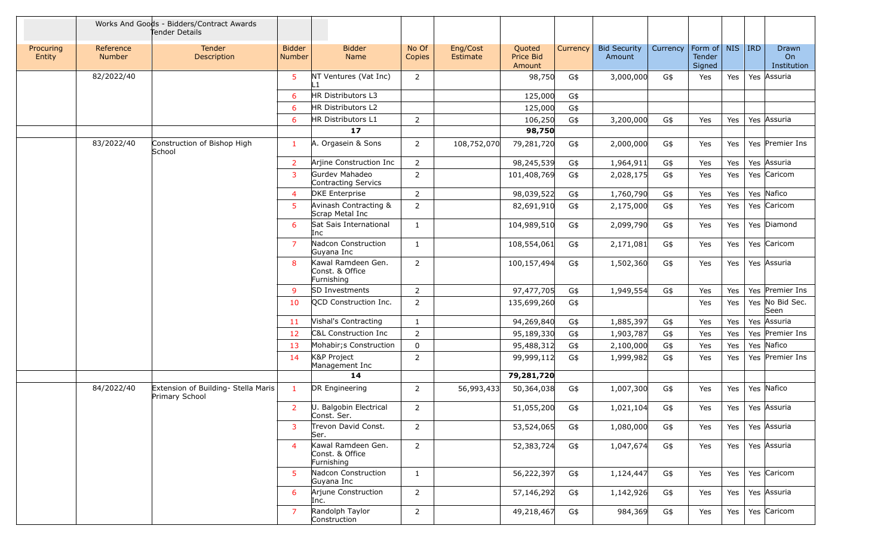| | Works And Goods - Bidders/Contract Awards Tender Details | | | | | | | | | | | | | | |
|---|---|---|---|---|---|---|---|---|---|---|---|---|---|---|---|
| Procuring Entity | Reference Number | Tender Description | Bidder Number | Bidder Name | No Of Copies | Eng/Cost Estimate | Quoted Price Bid Amount | Currency | Bid Security Amount | Currency | Form of Tender Signed | NIS | IRD | Drawn On Institution |
| | 82/2022/40 | | 5 | NT Ventures (Vat Inc) L1 | 2 | | 98,750 | G$ | 3,000,000 | G$ | Yes | Yes | Yes | Assuria |
| | | | 6 | HR Distributors L3 | | | 125,000 | G$ | | | | | | |
| | | | 6 | HR Distributors L2 | | | 125,000 | G$ | | | | | | |
| | | | 6 | HR Distributors L1 | 2 | | 106,250 | G$ | 3,200,000 | G$ | Yes | Yes | Yes | Assuria |
| | | | | **17** | | | **98,750** | | | | | | | |
| | 83/2022/40 | Construction of Bishop High School | 1 | A. Orgasein & Sons | 2 | 108,752,070 | 79,281,720 | G$ | 2,000,000 | G$ | Yes | Yes | Yes | Premier Ins |
| | | | 2 | Arjine Construction Inc | 2 | | 98,245,539 | G$ | 1,964,911 | G$ | Yes | Yes | Yes | Assuria |
| | | | 3 | Gurdev Mahadeo Contracting Servics | 2 | | 101,408,769 | G$ | 2,028,175 | G$ | Yes | Yes | Yes | Caricom |
| | | | 4 | DKE Enterprise | 2 | | 98,039,522 | G$ | 1,760,790 | G$ | Yes | Yes | Yes | Nafico |
| | | | 5 | Avinash Contracting & Scrap Metal Inc | 2 | | 82,691,910 | G$ | 2,175,000 | G$ | Yes | Yes | Yes | Caricom |
| | | | 6 | Sat Sais International Inc | 1 | | 104,989,510 | G$ | 2,099,790 | G$ | Yes | Yes | Yes | Diamond |
| | | | 7 | Nadcon Construction Guyana Inc | 1 | | 108,554,061 | G$ | 2,171,081 | G$ | Yes | Yes | Yes | Caricom |
| | | | 8 | Kawal Ramdeen Gen. Const. & Office Furnishing | 2 | | 100,157,494 | G$ | 1,502,360 | G$ | Yes | Yes | Yes | Assuria |
| | | | 9 | SD Investments | 2 | | 97,477,705 | G$ | 1,949,554 | G$ | Yes | Yes | Yes | Premier Ins |
| | | | 10 | QCD Construction Inc. | 2 | | 135,699,260 | G$ | | | Yes | Yes | Yes | No Bid Sec. Seen |
| | | | 11 | Vishal's Contracting | 1 | | 94,269,840 | G$ | 1,885,397 | G$ | Yes | Yes | Yes | Assuria |
| | | | 12 | C&L Construction Inc | 2 | | 95,189,330 | G$ | 1,903,787 | G$ | Yes | Yes | Yes | Premier Ins |
| | | | 13 | Mohabir;s Construction | 0 | | 95,488,312 | G$ | 2,100,000 | G$ | Yes | Yes | Yes | Nafico |
| | | | 14 | K&P Project Management Inc | 2 | | 99,999,112 | G$ | 1,999,982 | G$ | Yes | Yes | Yes | Premier Ins |
| | | | | **14** | | | **79,281,720** | | | | | | | |
| | 84/2022/40 | Extension of Building- Stella Maris Primary School | 1 | DR Engineering | 2 | 56,993,433 | 50,364,038 | G$ | 1,007,300 | G$ | Yes | Yes | Yes | Nafico |
| | | | 2 | U. Balgobin Electrical Const. Ser. | 2 | | 51,055,200 | G$ | 1,021,104 | G$ | Yes | Yes | Yes | Assuria |
| | | | 3 | Trevon David Const. Ser. | 2 | | 53,524,065 | G$ | 1,080,000 | G$ | Yes | Yes | Yes | Assuria |
| | | | 4 | Kawal Ramdeen Gen. Const. & Office Furnishing | 2 | | 52,383,724 | G$ | 1,047,674 | G$ | Yes | Yes | Yes | Assuria |
| | | | 5 | Nadcon Construction Guyana Inc | 1 | | 56,222,397 | G$ | 1,124,447 | G$ | Yes | Yes | Yes | Caricom |
| | | | 6 | Arjune Construction Inc. | 2 | | 57,146,292 | G$ | 1,142,926 | G$ | Yes | Yes | Yes | Assuria |
| | | | 7 | Randolph Taylor Construction | 2 | | 49,218,467 | G$ | 984,369 | G$ | Yes | Yes | Yes | Caricom |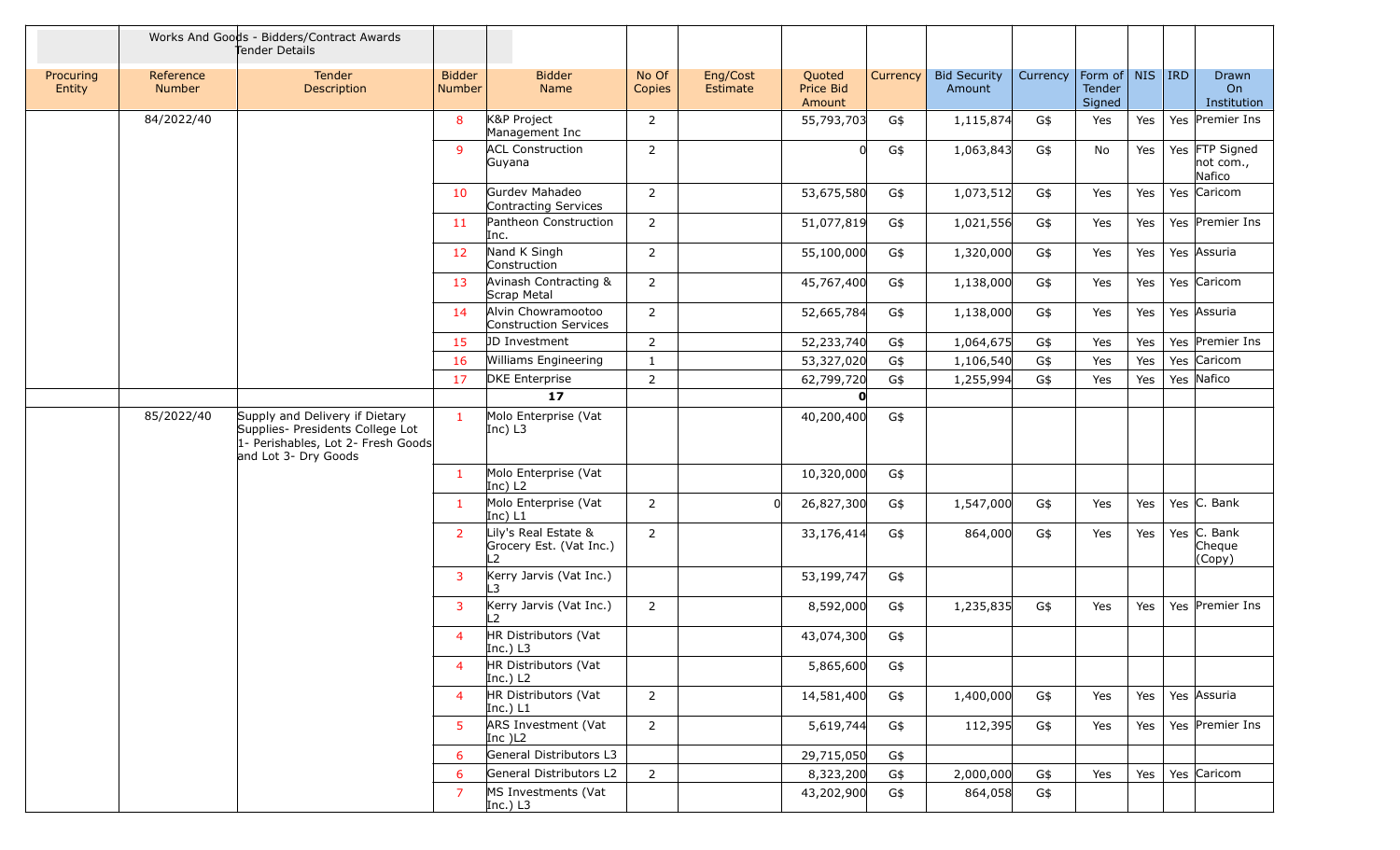| | | Works And Goods - Bidders/Contract Awards Tender Details | | | | | | | | | | | | |
|---|---|---|---|---|---|---|---|---|---|---|---|---|---|---|
| Procuring Entity | Reference Number | Tender Description | Bidder Number | Bidder Name | No Of Copies | Eng/Cost Estimate | Quoted Price Bid Amount | Currency | Bid Security Amount | Currency | Form of Tender Signed | NIS | IRD | Drawn On Institution |
| | 84/2022/40 | | 8 | K&P Project Management Inc | 2 | | 55,793,703 | G$ | 1,115,874 | G$ | Yes | Yes | Yes | Premier Ins |
| | | | 9 | ACL Construction Guyana | 2 | | 0 | G$ | 1,063,843 | G$ | No | Yes | Yes | FTP Signed not com., Nafico |
| | | | 10 | Gurdev Mahadeo Contracting Services | 2 | | 53,675,580 | G$ | 1,073,512 | G$ | Yes | Yes | Yes | Caricom |
| | | | 11 | Pantheon Construction Inc. | 2 | | 51,077,819 | G$ | 1,021,556 | G$ | Yes | Yes | Yes | Premier Ins |
| | | | 12 | Nand K Singh Construction | 2 | | 55,100,000 | G$ | 1,320,000 | G$ | Yes | Yes | Yes | Assuria |
| | | | 13 | Avinash Contracting & Scrap Metal | 2 | | 45,767,400 | G$ | 1,138,000 | G$ | Yes | Yes | Yes | Caricom |
| | | | 14 | Alvin Chowramootoo Construction Services | 2 | | 52,665,784 | G$ | 1,138,000 | G$ | Yes | Yes | Yes | Assuria |
| | | | 15 | JD Investment | 2 | | 52,233,740 | G$ | 1,064,675 | G$ | Yes | Yes | Yes | Premier Ins |
| | | | 16 | Williams Engineering | 1 | | 53,327,020 | G$ | 1,106,540 | G$ | Yes | Yes | Yes | Caricom |
| | | | 17 | DKE Enterprise | 2 | | 62,799,720 | G$ | 1,255,994 | G$ | Yes | Yes | Yes | Nafico |
| | | | **17** | | | | **0** | | | | | | | |
| | 85/2022/40 | Supply and Delivery if Dietary Supplies- Presidents College Lot 1- Perishables, Lot 2- Fresh Goods and Lot 3- Dry Goods | 1 | Molo Enterprise (Vat Inc) L3 | | | 40,200,400 | G$ | | | | | | |
| | | | 1 | Molo Enterprise (Vat Inc) L2 | | | 10,320,000 | G$ | | | | | | |
| | | | 1 | Molo Enterprise (Vat Inc) L1 | 2 | 0 | 26,827,300 | G$ | 1,547,000 | G$ | Yes | Yes | Yes | C. Bank |
| | | | 2 | Lily's Real Estate & Grocery Est. (Vat Inc.) L2 | 2 | | 33,176,414 | G$ | 864,000 | G$ | Yes | Yes | Yes | C. Bank Cheque (Copy) |
| | | | 3 | Kerry Jarvis (Vat Inc.) L3 | | | 53,199,747 | G$ | | | | | | |
| | | | 3 | Kerry Jarvis (Vat Inc.) L2 | 2 | | 8,592,000 | G$ | 1,235,835 | G$ | Yes | Yes | Yes | Premier Ins |
| | | | 4 | HR Distributors (Vat Inc.) L3 | | | 43,074,300 | G$ | | | | | | |
| | | | 4 | HR Distributors (Vat Inc.) L2 | | | 5,865,600 | G$ | | | | | | |
| | | | 4 | HR Distributors (Vat Inc.) L1 | 2 | | 14,581,400 | G$ | 1,400,000 | G$ | Yes | Yes | Yes | Assuria |
| | | | 5 | ARS Investment (Vat Inc )L2 | 2 | | 5,619,744 | G$ | 112,395 | G$ | Yes | Yes | Yes | Premier Ins |
| | | | 6 | General Distributors L3 | | | 29,715,050 | G$ | | | | | | |
| | | | 6 | General Distributors L2 | 2 | | 8,323,200 | G$ | 2,000,000 | G$ | Yes | Yes | Yes | Caricom |
| | | | 7 | MS Investments (Vat Inc.) L3 | | | 43,202,900 | G$ | 864,058 | G$ | | | | |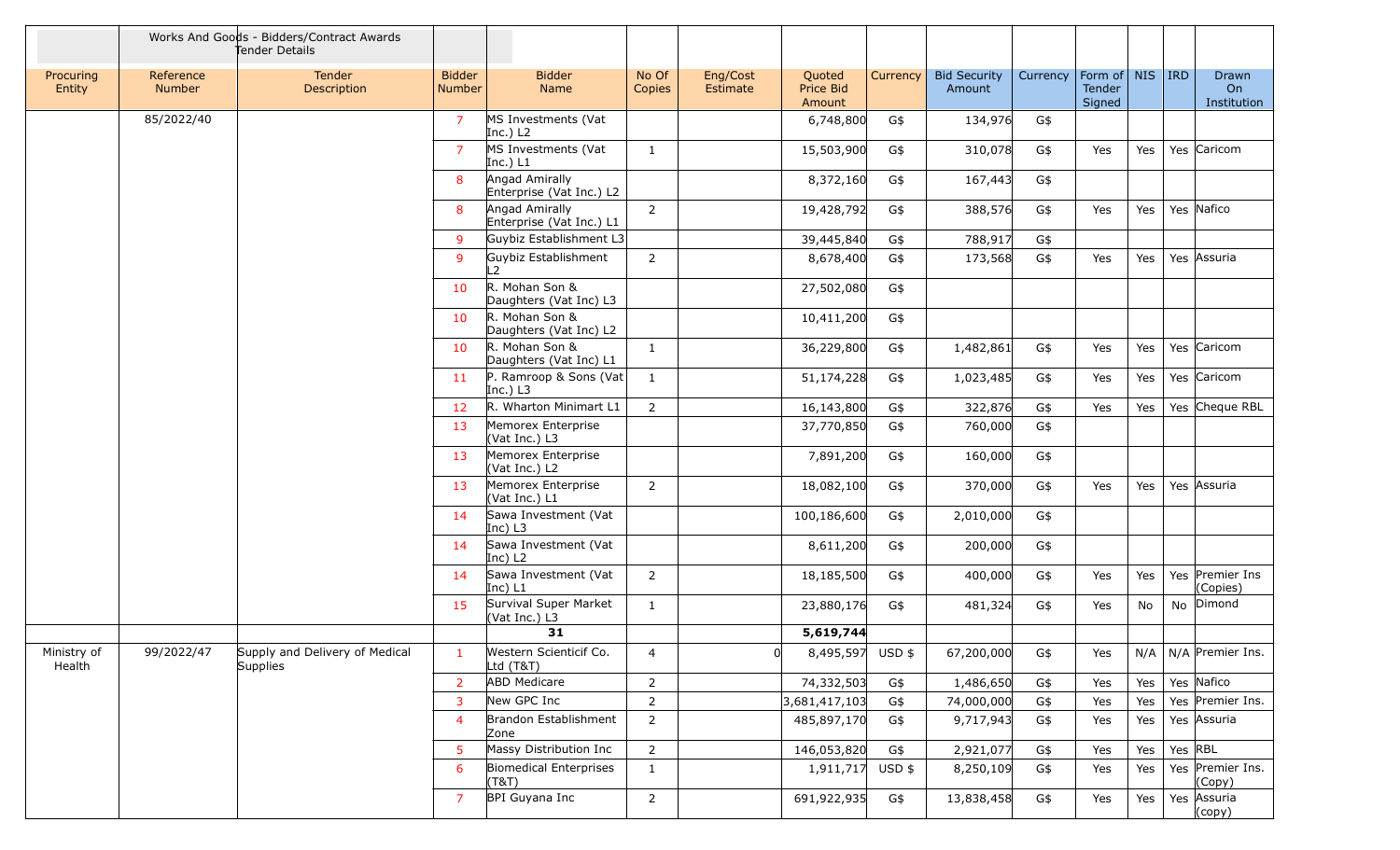| | | Works And Goods - Bidders/Contract Awards Tender Details | | | | | | | | | | | | |
|---|---|---|---|---|---|---|---|---|---|---|---|---|---|---|
| Procuring Entity | Reference Number | Tender Description | Bidder Number | Bidder Name | No Of Copies | Eng/Cost Estimate | Quoted Price Bid Amount | Currency | Bid Security Amount | Currency | Form of Tender Signed | NIS | IRD | Drawn On Institution |
| | 85/2022/40 | | 7 | MS Investments (Vat Inc.) L2 | | | 6,748,800 | G$ | 134,976 | G$ | | | | |
| | | | 7 | MS Investments (Vat Inc.) L1 | 1 | | 15,503,900 | G$ | 310,078 | G$ | Yes | Yes | Yes | Caricom |
| | | | 8 | Angad Amirally Enterprise (Vat Inc.) L2 | | | 8,372,160 | G$ | 167,443 | G$ | | | | |
| | | | 8 | Angad Amirally Enterprise (Vat Inc.) L1 | 2 | | 19,428,792 | G$ | 388,576 | G$ | Yes | Yes | Yes | Nafico |
| | | | 9 | Guybiz Establishment L3 | | | 39,445,840 | G$ | 788,917 | G$ | | | | |
| | | | 9 | Guybiz Establishment L2 | 2 | | 8,678,400 | G$ | 173,568 | G$ | Yes | Yes | Yes | Assuria |
| | | | 10 | R. Mohan Son & Daughters (Vat Inc) L3 | | | 27,502,080 | G$ | | | | | | |
| | | | 10 | R. Mohan Son & Daughters (Vat Inc) L2 | | | 10,411,200 | G$ | | | | | | |
| | | | 10 | R. Mohan Son & Daughters (Vat Inc) L1 | 1 | | 36,229,800 | G$ | 1,482,861 | G$ | Yes | Yes | Yes | Caricom |
| | | | 11 | P. Ramroop & Sons (Vat Inc.) L3 | 1 | | 51,174,228 | G$ | 1,023,485 | G$ | Yes | Yes | Yes | Caricom |
| | | | 12 | R. Wharton Minimart L1 | 2 | | 16,143,800 | G$ | 322,876 | G$ | Yes | Yes | Yes | Cheque RBL |
| | | | 13 | Memorex Enterprise (Vat Inc.) L3 | | | 37,770,850 | G$ | 760,000 | G$ | | | | |
| | | | 13 | Memorex Enterprise (Vat Inc.) L2 | | | 7,891,200 | G$ | 160,000 | G$ | | | | |
| | | | 13 | Memorex Enterprise (Vat Inc.) L1 | 2 | | 18,082,100 | G$ | 370,000 | G$ | Yes | Yes | Yes | Assuria |
| | | | 14 | Sawa Investment (Vat Inc) L3 | | | 100,186,600 | G$ | 2,010,000 | G$ | | | | |
| | | | 14 | Sawa Investment (Vat Inc) L2 | | | 8,611,200 | G$ | 200,000 | G$ | | | | |
| | | | 14 | Sawa Investment (Vat Inc) L1 | 2 | | 18,185,500 | G$ | 400,000 | G$ | Yes | Yes | Yes | Premier Ins (Copies) |
| | | | 15 | Survival Super Market (Vat Inc.) L3 | 1 | | 23,880,176 | G$ | 481,324 | G$ | Yes | No | No | Dimond |
| | | | | **31** | | | **5,619,744** | | | | | | | |
| Ministry of Health | 99/2022/47 | Supply and Delivery of Medical Supplies | 1 | Western Scienticif Co. Ltd (T&T) | 4 | 0 | 8,495,597 | USD $ | 67,200,000 | G$ | Yes | N/A | N/A | Premier Ins. |
| | | | 2 | ABD Medicare | 2 | | 74,332,503 | G$ | 1,486,650 | G$ | Yes | Yes | Yes | Nafico |
| | | | 3 | New GPC Inc | 2 | | 3,681,417,103 | G$ | 74,000,000 | G$ | Yes | Yes | Yes | Premier Ins. |
| | | | 4 | Brandon Establishment Zone | 2 | | 485,897,170 | G$ | 9,717,943 | G$ | Yes | Yes | Yes | Assuria |
| | | | 5 | Massy Distribution Inc | 2 | | 146,053,820 | G$ | 2,921,077 | G$ | Yes | Yes | Yes | RBL |
| | | | 6 | Biomedical Enterprises (T&T) | 1 | | 1,911,717 | USD $ | 8,250,109 | G$ | Yes | Yes | Yes | Premier Ins. (Copy) |
| | | | 7 | BPI Guyana Inc | 2 | | 691,922,935 | G$ | 13,838,458 | G$ | Yes | Yes | Yes | Assuria (copy) |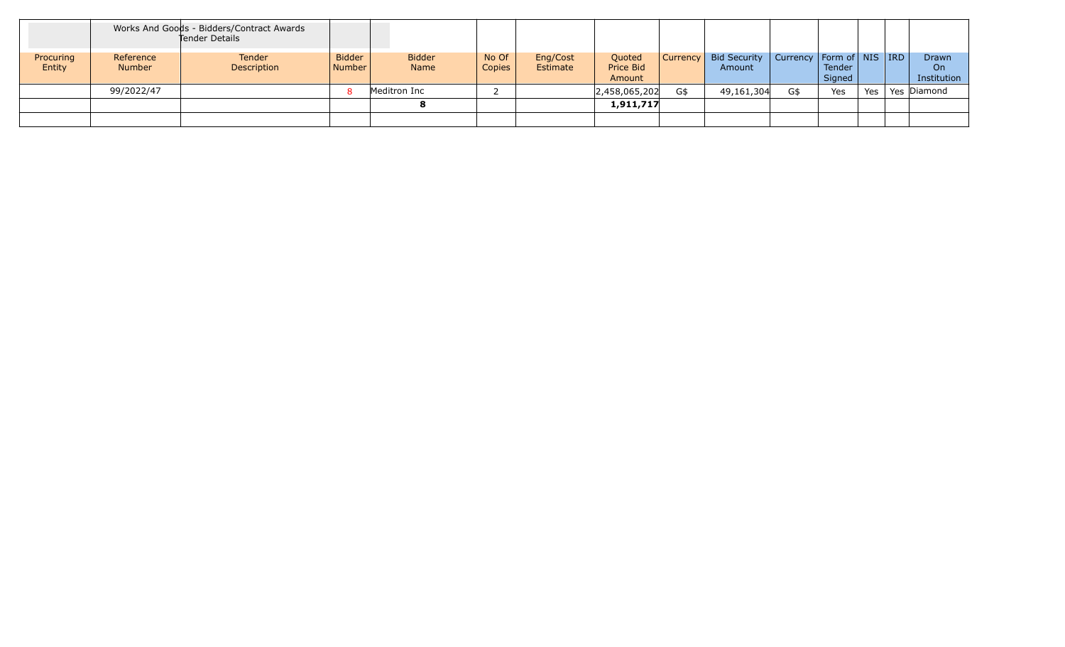| | Works And Goods - Bidders/Contract Awards Tender Details | | | | | | | | | | | | | |
|---|---|---|---|---|---|---|---|---|---|---|---|---|---|---|
| Procuring Entity | Reference Number | Tender Description | Bidder Number | Bidder Name | No Of Copies | Eng/Cost Estimate | Quoted Price Bid Amount | Currency | Bid Security Amount | Currency | Form of Tender Signed | NIS | IRD | Drawn On Institution |
| | 99/2022/47 | | 8 | Meditron Inc | 2 | | 2,458,065,202 | G$ | 49,161,304 | G$ | Yes | Yes | Yes | Diamond |
| | | | | **8** | | | **1,911,717** | | | | | | | |
| | | | | | | | | | | | | | | |